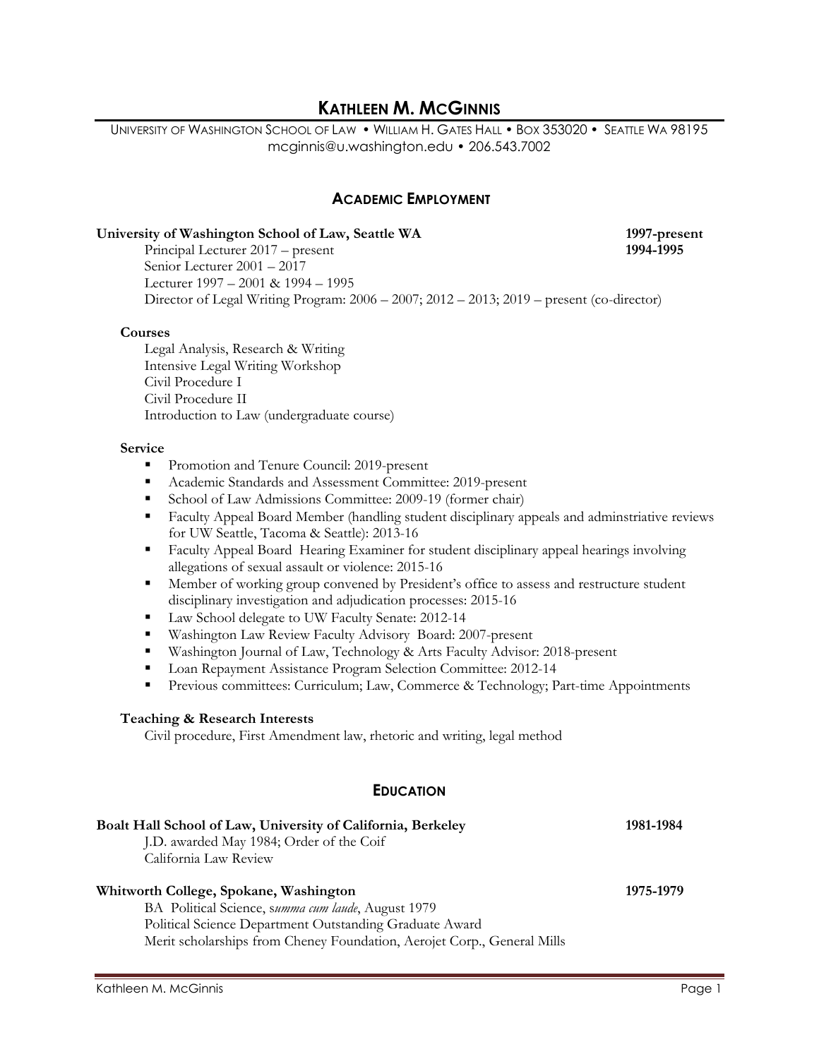# KATHLEEN M. MCGINNIS

UNIVERSITY OF WASHINGTON SCHOOL OF LAW • WILLIAM H. GATES HALL • BOX 353020 • SEATTLE WA 98195
mcginnis@u.washington.edu • 206.543.7002

## ACADEMIC EMPLOYMENT

**University of Washington School of Law, Seattle WA** **1997-present**
**1994-1995**

Principal Lecturer 2017 – present
Senior Lecturer 2001 – 2017
Lecturer 1997 – 2001 & 1994 – 1995
Director of Legal Writing Program: 2006 – 2007; 2012 – 2013; 2019 – present (co-director)

### Courses

Legal Analysis, Research & Writing
Intensive Legal Writing Workshop
Civil Procedure I
Civil Procedure II
Introduction to Law (undergraduate course)

### Service

- Promotion and Tenure Council: 2019-present
- Academic Standards and Assessment Committee: 2019-present
- School of Law Admissions Committee: 2009-19 (former chair)
- Faculty Appeal Board Member (handling student disciplinary appeals and adminstriative reviews for UW Seattle, Tacoma & Seattle): 2013-16
- Faculty Appeal Board Hearing Examiner for student disciplinary appeal hearings involving allegations of sexual assault or violence: 2015-16
- Member of working group convened by President's office to assess and restructure student disciplinary investigation and adjudication processes: 2015-16
- Law School delegate to UW Faculty Senate: 2012-14
- Washington Law Review Faculty Advisory Board: 2007-present
- Washington Journal of Law, Technology & Arts Faculty Advisor: 2018-present
- Loan Repayment Assistance Program Selection Committee: 2012-14
- Previous committees: Curriculum; Law, Commerce & Technology; Part-time Appointments

### Teaching & Research Interests

Civil procedure, First Amendment law, rhetoric and writing, legal method

## EDUCATION

**Boalt Hall School of Law, University of California, Berkeley** **1981-1984**

J.D. awarded May 1984; Order of the Coif
California Law Review

**Whitworth College, Spokane, Washington** **1975-1979**

BA Political Science, *summa cum laude*, August 1979
Political Science Department Outstanding Graduate Award
Merit scholarships from Cheney Foundation, Aerojet Corp., General Mills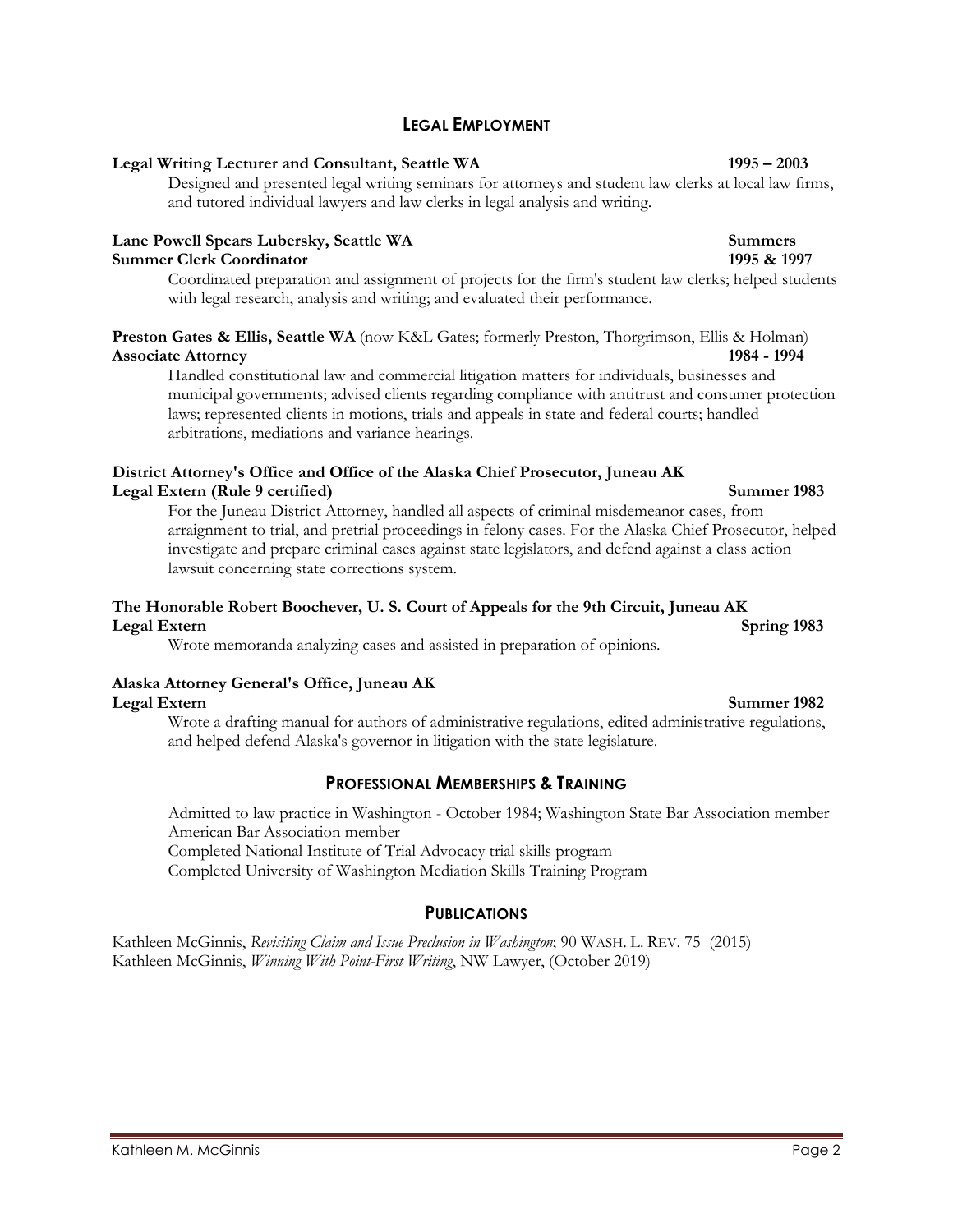## LEGAL EMPLOYMENT

**Legal Writing Lecturer and Consultant, Seattle WA** **1995 – 2003**

Designed and presented legal writing seminars for attorneys and student law clerks at local law firms, and tutored individual lawyers and law clerks in legal analysis and writing.

**Lane Powell Spears Lubersky, Seattle WA** **Summers**
**Summer Clerk Coordinator** **1995 & 1997**

Coordinated preparation and assignment of projects for the firm's student law clerks; helped students with legal research, analysis and writing; and evaluated their performance.

**Preston Gates & Ellis, Seattle WA** (now K&L Gates; formerly Preston, Thorgrimson, Ellis & Holman)
**Associate Attorney** **1984 - 1994**

Handled constitutional law and commercial litigation matters for individuals, businesses and municipal governments; advised clients regarding compliance with antitrust and consumer protection laws; represented clients in motions, trials and appeals in state and federal courts; handled arbitrations, mediations and variance hearings.

**District Attorney's Office and Office of the Alaska Chief Prosecutor, Juneau AK**
**Legal Extern (Rule 9 certified)** **Summer 1983**

For the Juneau District Attorney, handled all aspects of criminal misdemeanor cases, from arraignment to trial, and pretrial proceedings in felony cases. For the Alaska Chief Prosecutor, helped investigate and prepare criminal cases against state legislators, and defend against a class action lawsuit concerning state corrections system.

**The Honorable Robert Boochever, U. S. Court of Appeals for the 9th Circuit, Juneau AK**
**Legal Extern** **Spring 1983**

Wrote memoranda analyzing cases and assisted in preparation of opinions.

**Alaska Attorney General's Office, Juneau AK**
**Legal Extern** **Summer 1982**

Wrote a drafting manual for authors of administrative regulations, edited administrative regulations, and helped defend Alaska's governor in litigation with the state legislature.

## PROFESSIONAL MEMBERSHIPS & TRAINING

Admitted to law practice in Washington - October 1984; Washington State Bar Association member
American Bar Association member
Completed National Institute of Trial Advocacy trial skills program
Completed University of Washington Mediation Skills Training Program

## PUBLICATIONS

Kathleen McGinnis, *Revisiting Claim and Issue Preclusion in Washington*; 90 WASH. L. REV. 75 (2015)
Kathleen McGinnis, *Winning With Point-First Writing*, NW Lawyer, (October 2019)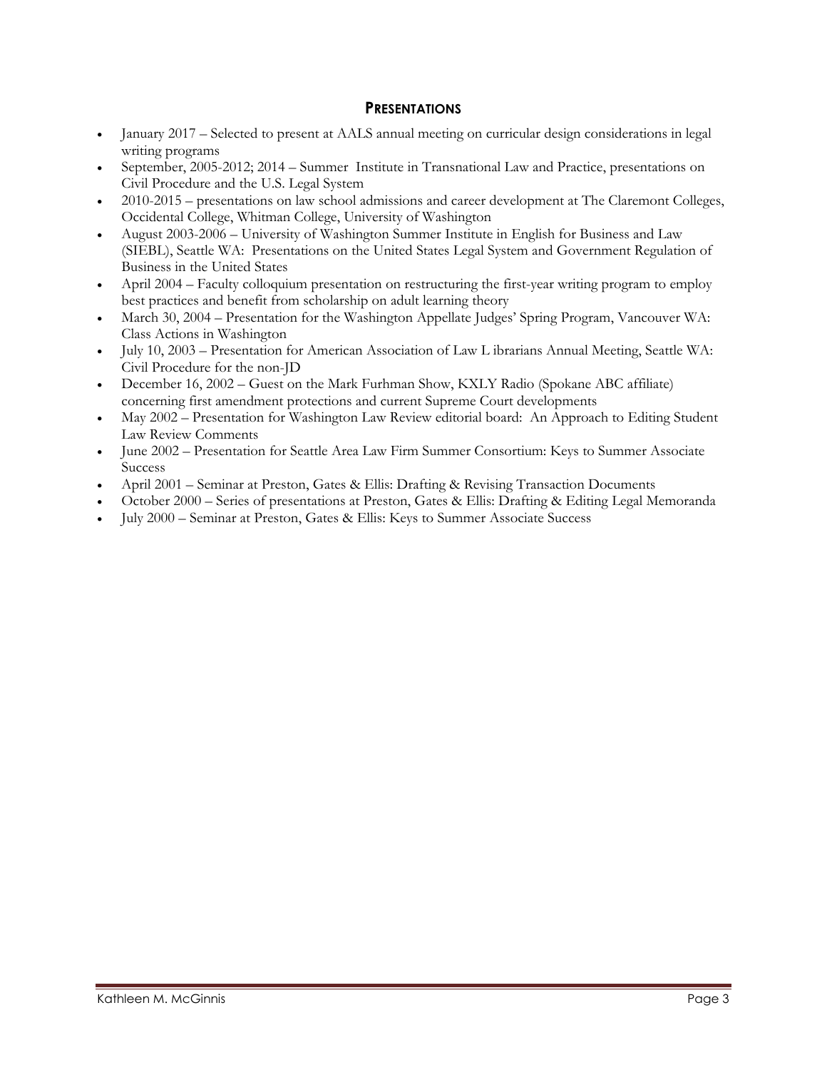## PRESENTATIONS

- January 2017 – Selected to present at AALS annual meeting on curricular design considerations in legal writing programs
- September, 2005-2012; 2014 – Summer Institute in Transnational Law and Practice, presentations on Civil Procedure and the U.S. Legal System
- 2010-2015 – presentations on law school admissions and career development at The Claremont Colleges, Occidental College, Whitman College, University of Washington
- August 2003-2006 – University of Washington Summer Institute in English for Business and Law (SIEBL), Seattle WA: Presentations on the United States Legal System and Government Regulation of Business in the United States
- April 2004 – Faculty colloquium presentation on restructuring the first-year writing program to employ best practices and benefit from scholarship on adult learning theory
- March 30, 2004 – Presentation for the Washington Appellate Judges' Spring Program, Vancouver WA: Class Actions in Washington
- July 10, 2003 – Presentation for American Association of Law L ibrarians Annual Meeting, Seattle WA: Civil Procedure for the non-JD
- December 16, 2002 – Guest on the Mark Furhman Show, KXLY Radio (Spokane ABC affiliate) concerning first amendment protections and current Supreme Court developments
- May 2002 – Presentation for Washington Law Review editorial board: An Approach to Editing Student Law Review Comments
- June 2002 – Presentation for Seattle Area Law Firm Summer Consortium: Keys to Summer Associate Success
- April 2001 – Seminar at Preston, Gates & Ellis: Drafting & Revising Transaction Documents
- October 2000 – Series of presentations at Preston, Gates & Ellis: Drafting & Editing Legal Memoranda
- July 2000 – Seminar at Preston, Gates & Ellis: Keys to Summer Associate Success